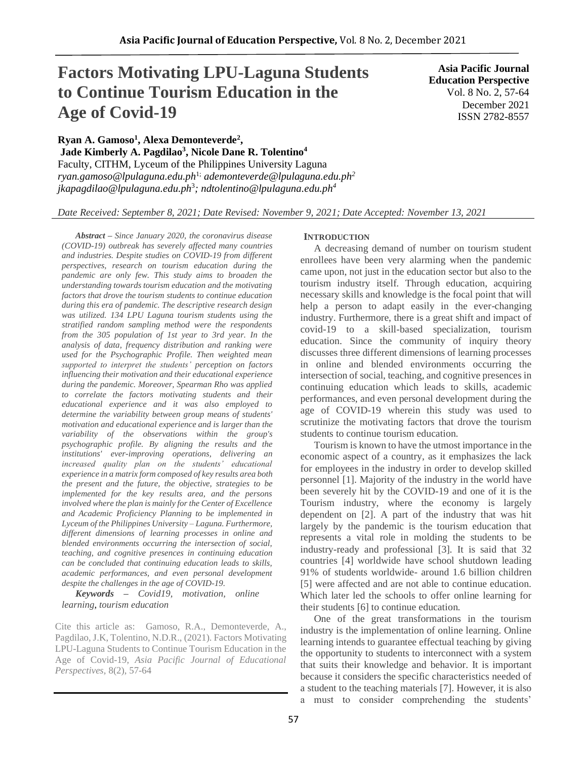# Factors Motivating LPU-Laguna Students to Continue Tourism Education in the Age of Covid-19

**Asia Pacific Journal Education Perspective**
Vol. 8 No. 2, 57-64
December 2021
ISSN 2782-8557

**Ryan A. Gamoso[1], Alexa Demonteverde[2], Jade Kimberly A. Pagdilao[3], Nicole Dane R. Tolentino[4]**
Faculty, CITHM, Lyceum of the Philippines University Laguna
*ryan.gamoso@lpulaguna.edu.ph[1]; ademonteverde@lpulaguna.edu.ph[2]*
*jkapagdilao@lpulaguna.edu.ph[3]; ndtolentino@lpulaguna.edu.ph[4]*

*Date Received: September 8, 2021; Date Revised: November 9, 2021; Date Accepted: November 13, 2021*

***Abstract** – Since January 2020, the coronavirus disease (COVID-19) outbreak has severely affected many countries and industries. Despite studies on COVID-19 from different perspectives, research on tourism education during the pandemic are only few. This study aims to broaden the understanding towards tourism education and the motivating factors that drove the tourism students to continue education during this era of pandemic. The descriptive research design was utilized. 134 LPU Laguna tourism students using the stratified random sampling method were the respondents from the 305 population of 1st year to 3rd year. In the analysis of data, frequency distribution and ranking were used for the Psychographic Profile. Then weighted mean supported to interpret the students' perception on factors influencing their motivation and their educational experience during the pandemic. Moreover, Spearman Rho was applied to correlate the factors motivating students and their educational experience and it was also employed to determine the variability between group means of students' motivation and educational experience and is larger than the variability of the observations within the group's psychographic profile. By aligning the results and the institutions' ever-improving operations, delivering an increased quality plan on the students' educational experience in a matrix form composed of key results area both the present and the future, the objective, strategies to be implemented for the key results area, and the persons involved where the plan is mainly for the Center of Excellence and Academic Proficiency Planning to be implemented in Lyceum of the Philippines University – Laguna. Furthermore, different dimensions of learning processes in online and blended environments occurring the intersection of social, teaching, and cognitive presences in continuing education can be concluded that continuing education leads to skills, academic performances, and even personal development despite the challenges in the age of COVID-19.*

***Keywords** – Covid19, motivation, online learning, tourism education*

Cite this article as: Gamoso, R.A., Demonteverde, A., Pagdilao, J.K, Tolentino, N.D.R., (2021). Factors Motivating LPU-Laguna Students to Continue Tourism Education in the Age of Covid-19, *Asia Pacific Journal of Educational Perspectives*, 8(2), 57-64

## INTRODUCTION

A decreasing demand of number on tourism student enrollees have been very alarming when the pandemic came upon, not just in the education sector but also to the tourism industry itself. Through education, acquiring necessary skills and knowledge is the focal point that will help a person to adapt easily in the ever-changing industry. Furthermore, there is a great shift and impact of covid-19 to a skill-based specialization, tourism education. Since the community of inquiry theory discusses three different dimensions of learning processes in online and blended environments occurring the intersection of social, teaching, and cognitive presences in continuing education which leads to skills, academic performances, and even personal development during the age of COVID-19 wherein this study was used to scrutinize the motivating factors that drove the tourism students to continue tourism education.

Tourism is known to have the utmost importance in the economic aspect of a country, as it emphasizes the lack for employees in the industry in order to develop skilled personnel [1]. Majority of the industry in the world have been severely hit by the COVID-19 and one of it is the Tourism industry, where the economy is largely dependent on [2]. A part of the industry that was hit largely by the pandemic is the tourism education that represents a vital role in molding the students to be industry-ready and professional [3]. It is said that 32 countries [4] worldwide have school shutdown leading 91% of students worldwide- around 1.6 billion children [5] were affected and are not able to continue education. Which later led the schools to offer online learning for their students [6] to continue education.

One of the great transformations in the tourism industry is the implementation of online learning. Online learning intends to guarantee effectual teaching by giving the opportunity to students to interconnect with a system that suits their knowledge and behavior. It is important because it considers the specific characteristics needed of a student to the teaching materials [7]. However, it is also a must to consider comprehending the students'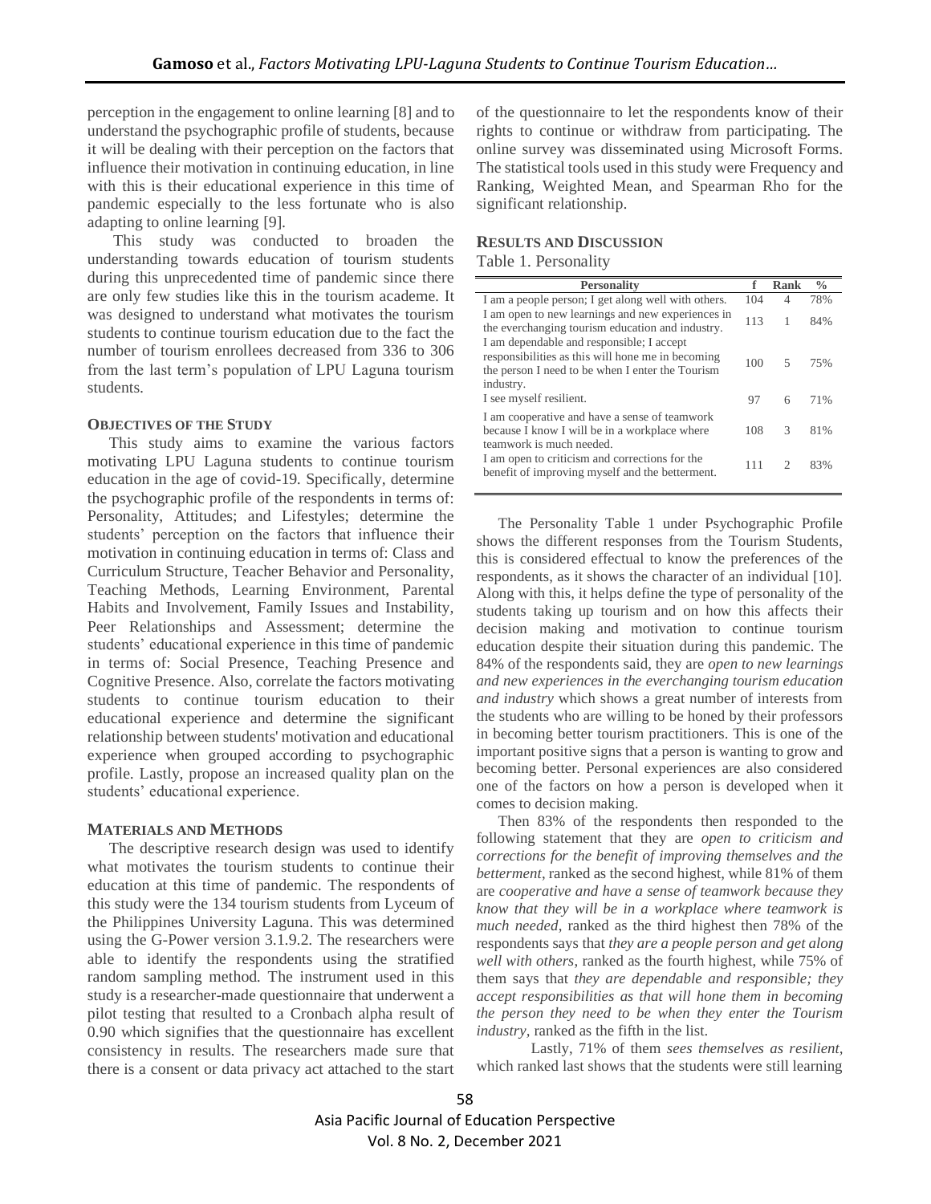perception in the engagement to online learning [8] and to understand the psychographic profile of students, because it will be dealing with their perception on the factors that influence their motivation in continuing education, in line with this is their educational experience in this time of pandemic especially to the less fortunate who is also adapting to online learning [9].

This study was conducted to broaden the understanding towards education of tourism students during this unprecedented time of pandemic since there are only few studies like this in the tourism academe. It was designed to understand what motivates the tourism students to continue tourism education due to the fact the number of tourism enrollees decreased from 336 to 306 from the last term's population of LPU Laguna tourism students.

### OBJECTIVES OF THE STUDY

This study aims to examine the various factors motivating LPU Laguna students to continue tourism education in the age of covid-19. Specifically, determine the psychographic profile of the respondents in terms of: Personality, Attitudes; and Lifestyles; determine the students' perception on the factors that influence their motivation in continuing education in terms of: Class and Curriculum Structure, Teacher Behavior and Personality, Teaching Methods, Learning Environment, Parental Habits and Involvement, Family Issues and Instability, Peer Relationships and Assessment; determine the students' educational experience in this time of pandemic in terms of: Social Presence, Teaching Presence and Cognitive Presence. Also, correlate the factors motivating students to continue tourism education to their educational experience and determine the significant relationship between students' motivation and educational experience when grouped according to psychographic profile. Lastly, propose an increased quality plan on the students' educational experience.

### MATERIALS AND METHODS

The descriptive research design was used to identify what motivates the tourism students to continue their education at this time of pandemic. The respondents of this study were the 134 tourism students from Lyceum of the Philippines University Laguna. This was determined using the G-Power version 3.1.9.2. The researchers were able to identify the respondents using the stratified random sampling method. The instrument used in this study is a researcher-made questionnaire that underwent a pilot testing that resulted to a Cronbach alpha result of 0.90 which signifies that the questionnaire has excellent consistency in results. The researchers made sure that there is a consent or data privacy act attached to the start of the questionnaire to let the respondents know of their rights to continue or withdraw from participating. The online survey was disseminated using Microsoft Forms. The statistical tools used in this study were Frequency and Ranking, Weighted Mean, and Spearman Rho for the significant relationship.

### RESULTS AND DISCUSSION

Table 1. Personality

| Personality | f | Rank | % |
|---|---|---|---|
| I am a people person; I get along well with others. | 104 | 4 | 78% |
| I am open to new learnings and new experiences in the everchanging tourism education and industry. | 113 | 1 | 84% |
| I am dependable and responsible; I accept responsibilities as this will hone me in becoming the person I need to be when I enter the Tourism industry. | 100 | 5 | 75% |
| I see myself resilient. | 97 | 6 | 71% |
| I am cooperative and have a sense of teamwork because I know I will be in a workplace where teamwork is much needed. | 108 | 3 | 81% |
| I am open to criticism and corrections for the benefit of improving myself and the betterment. | 111 | 2 | 83% |

The Personality Table 1 under Psychographic Profile shows the different responses from the Tourism Students, this is considered effectual to know the preferences of the respondents, as it shows the character of an individual [10]. Along with this, it helps define the type of personality of the students taking up tourism and on how this affects their decision making and motivation to continue tourism education despite their situation during this pandemic. The 84% of the respondents said, they are *open to new learnings and new experiences in the everchanging tourism education and industry* which shows a great number of interests from the students who are willing to be honed by their professors in becoming better tourism practitioners. This is one of the important positive signs that a person is wanting to grow and becoming better. Personal experiences are also considered one of the factors on how a person is developed when it comes to decision making.

Then 83% of the respondents then responded to the following statement that they are *open to criticism and corrections for the benefit of improving themselves and the betterment*, ranked as the second highest, while 81% of them are *cooperative and have a sense of teamwork because they know that they will be in a workplace where teamwork is much needed*, ranked as the third highest then 78% of the respondents says that *they are a people person and get along well with others*, ranked as the fourth highest, while 75% of them says that *they are dependable and responsible; they accept responsibilities as that will hone them in becoming the person they need to be when they enter the Tourism industry*, ranked as the fifth in the list.

Lastly, 71% of them *sees themselves as resilient*, which ranked last shows that the students were still learning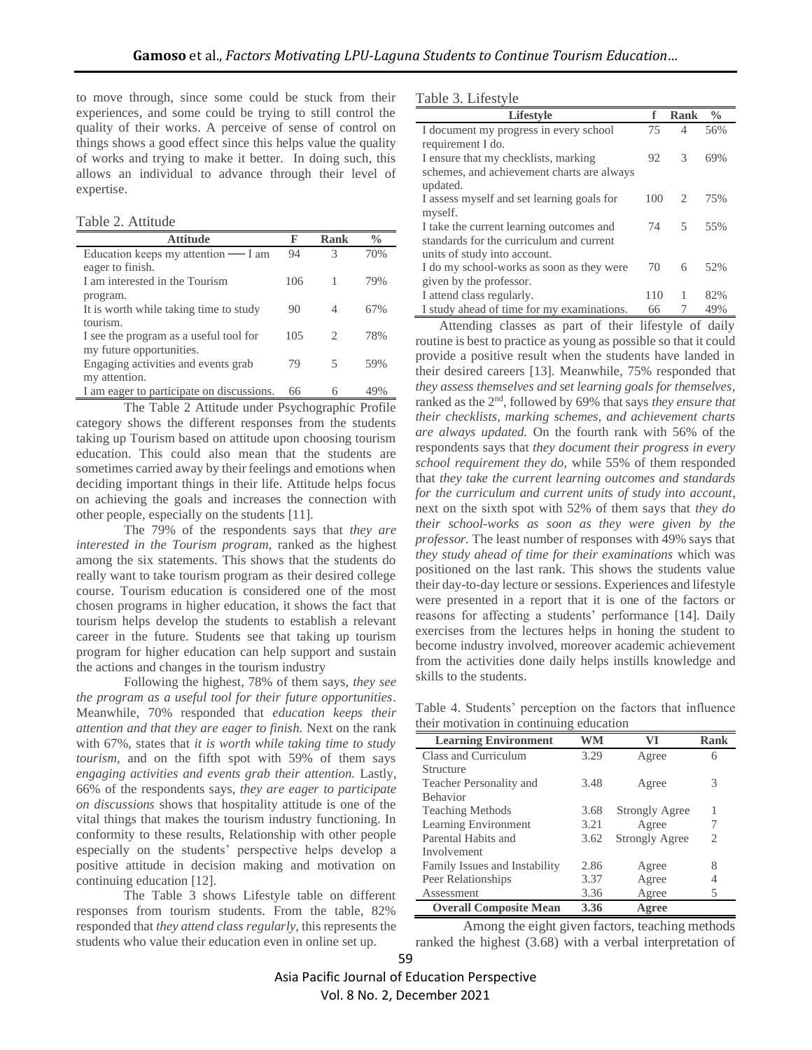to move through, since some could be stuck from their experiences, and some could be trying to still control the quality of their works. A perceive of sense of control on things shows a good effect since this helps value the quality of works and trying to make it better. In doing such, this allows an individual to advance through their level of expertise.

Table 2. Attitude

| Attitude | F | Rank | % |
|---|---|---|---|
| Education keeps my attention ― I am eager to finish. | 94 | 3 | 70% |
| I am interested in the Tourism program. | 106 | 1 | 79% |
| It is worth while taking time to study tourism. | 90 | 4 | 67% |
| I see the program as a useful tool for my future opportunities. | 105 | 2 | 78% |
| Engaging activities and events grab my attention. | 79 | 5 | 59% |
| I am eager to participate on discussions. | 66 | 6 | 49% |

The Table 2 Attitude under Psychographic Profile category shows the different responses from the students taking up Tourism based on attitude upon choosing tourism education. This could also mean that the students are sometimes carried away by their feelings and emotions when deciding important things in their life. Attitude helps focus on achieving the goals and increases the connection with other people, especially on the students [11].

The 79% of the respondents says that *they are interested in the Tourism program,* ranked as the highest among the six statements. This shows that the students do really want to take tourism program as their desired college course. Tourism education is considered one of the most chosen programs in higher education, it shows the fact that tourism helps develop the students to establish a relevant career in the future. Students see that taking up tourism program for higher education can help support and sustain the actions and changes in the tourism industry

Following the highest, 78% of them says, *they see the program as a useful tool for their future opportunities*. Meanwhile, 70% responded that *education keeps their attention and that they are eager to finish.* Next on the rank with 67%, states that *it is worth while taking time to study tourism*, and on the fifth spot with 59% of them says *engaging activities and events grab their attention.* Lastly, 66% of the respondents says, *they are eager to participate on discussions* shows that hospitality attitude is one of the vital things that makes the tourism industry functioning. In conformity to these results, Relationship with other people especially on the students' perspective helps develop a positive attitude in decision making and motivation on continuing education [12].

The Table 3 shows Lifestyle table on different responses from tourism students. From the table, 82% responded that *they attend class regularly,* this represents the students who value their education even in online set up.

Table 3. Lifestyle

| Lifestyle | f | Rank | % |
|---|---|---|---|
| I document my progress in every school requirement I do. | 75 | 4 | 56% |
| I ensure that my checklists, marking schemes, and achievement charts are always updated. | 92 | 3 | 69% |
| I assess myself and set learning goals for myself. | 100 | 2 | 75% |
| I take the current learning outcomes and standards for the curriculum and current units of study into account. | 74 | 5 | 55% |
| I do my school-works as soon as they were given by the professor. | 70 | 6 | 52% |
| I attend class regularly. | 110 | 1 | 82% |
| I study ahead of time for my examinations. | 66 | 7 | 49% |

Attending classes as part of their lifestyle of daily routine is best to practice as young as possible so that it could provide a positive result when the students have landed in their desired careers [13]. Meanwhile, 75% responded that *they assess themselves and set learning goals for themselves*, ranked as the 2nd, followed by 69% that says *they ensure that their checklists, marking schemes, and achievement charts are always updated.* On the fourth rank with 56% of the respondents says that *they document their progress in every school requirement they do,* while 55% of them responded that *they take the current learning outcomes and standards for the curriculum and current units of study into account*, next on the sixth spot with 52% of them says that *they do their school-works as soon as they were given by the professor.* The least number of responses with 49% says that *they study ahead of time for their examinations* which was positioned on the last rank. This shows the students value their day-to-day lecture or sessions. Experiences and lifestyle were presented in a report that it is one of the factors or reasons for affecting a students' performance [14]. Daily exercises from the lectures helps in honing the student to become industry involved, moreover academic achievement from the activities done daily helps instills knowledge and skills to the students.

Table 4. Students' perception on the factors that influence their motivation in continuing education

| Learning Environment | WM | VI | Rank |
|---|---|---|---|
| Class and Curriculum Structure | 3.29 | Agree | 6 |
| Teacher Personality and Behavior | 3.48 | Agree | 3 |
| Teaching Methods | 3.68 | Strongly Agree | 1 |
| Learning Environment | 3.21 | Agree | 7 |
| Parental Habits and Involvement | 3.62 | Strongly Agree | 2 |
| Family Issues and Instability | 2.86 | Agree | 8 |
| Peer Relationships | 3.37 | Agree | 4 |
| Assessment | 3.36 | Agree | 5 |
| **Overall Composite Mean** | **3.36** | **Agree** | |

Among the eight given factors, teaching methods ranked the highest (3.68) with a verbal interpretation of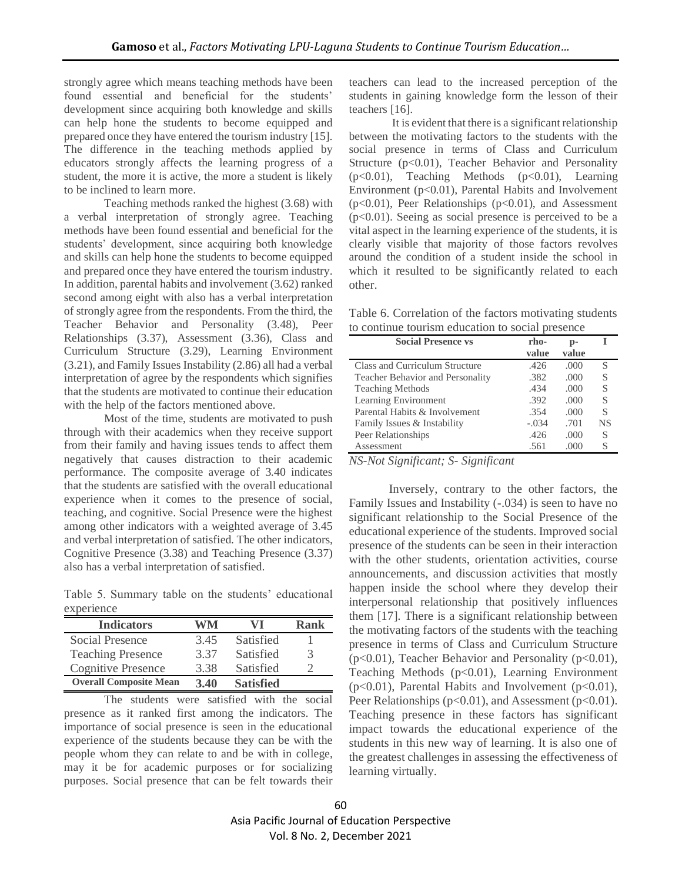strongly agree which means teaching methods have been found essential and beneficial for the students' development since acquiring both knowledge and skills can help hone the students to become equipped and prepared once they have entered the tourism industry [15]. The difference in the teaching methods applied by educators strongly affects the learning progress of a student, the more it is active, the more a student is likely to be inclined to learn more.

Teaching methods ranked the highest (3.68) with a verbal interpretation of strongly agree. Teaching methods have been found essential and beneficial for the students' development, since acquiring both knowledge and skills can help hone the students to become equipped and prepared once they have entered the tourism industry. In addition, parental habits and involvement (3.62) ranked second among eight with also has a verbal interpretation of strongly agree from the respondents. From the third, the Teacher Behavior and Personality (3.48), Peer Relationships (3.37), Assessment (3.36), Class and Curriculum Structure (3.29), Learning Environment (3.21), and Family Issues Instability (2.86) all had a verbal interpretation of agree by the respondents which signifies that the students are motivated to continue their education with the help of the factors mentioned above.

Most of the time, students are motivated to push through with their academics when they receive support from their family and having issues tends to affect them negatively that causes distraction to their academic performance. The composite average of 3.40 indicates that the students are satisfied with the overall educational experience when it comes to the presence of social, teaching, and cognitive. Social Presence were the highest among other indicators with a weighted average of 3.45 and verbal interpretation of satisfied. The other indicators, Cognitive Presence (3.38) and Teaching Presence (3.37) also has a verbal interpretation of satisfied.

Table 5. Summary table on the students' educational experience

| Indicators | WM | VI | Rank |
|---|---|---|---|
| Social Presence | 3.45 | Satisfied | 1 |
| Teaching Presence | 3.37 | Satisfied | 3 |
| Cognitive Presence | 3.38 | Satisfied | 2 |
| **Overall Composite Mean** | **3.40** | **Satisfied** | |

The students were satisfied with the social presence as it ranked first among the indicators. The importance of social presence is seen in the educational experience of the students because they can be with the people whom they can relate to and be with in college, may it be for academic purposes or for socializing purposes. Social presence that can be felt towards their teachers can lead to the increased perception of the students in gaining knowledge form the lesson of their teachers [16].

It is evident that there is a significant relationship between the motivating factors to the students with the social presence in terms of Class and Curriculum Structure ($p<0.01$), Teacher Behavior and Personality ($p<0.01$), Teaching Methods ($p<0.01$), Learning Environment ($p<0.01$), Parental Habits and Involvement ($p<0.01$), Peer Relationships ($p<0.01$), and Assessment ($p<0.01$). Seeing as social presence is perceived to be a vital aspect in the learning experience of the students, it is clearly visible that majority of those factors revolves around the condition of a student inside the school in which it resulted to be significantly related to each other.

Table 6. Correlation of the factors motivating students to continue tourism education to social presence

| Social Presence vs | rho-value | p-value | I |
|---|---|---|---|
| Class and Curriculum Structure | .426 | .000 | S |
| Teacher Behavior and Personality | .382 | .000 | S |
| Teaching Methods | .434 | .000 | S |
| Learning Environment | .392 | .000 | S |
| Parental Habits & Involvement | .354 | .000 | S |
| Family Issues & Instability | -.034 | .701 | NS |
| Peer Relationships | .426 | .000 | S |
| Assessment | .561 | .000 | S |

*NS-Not Significant; S- Significant*

Inversely, contrary to the other factors, the Family Issues and Instability (-.034) is seen to have no significant relationship to the Social Presence of the educational experience of the students. Improved social presence of the students can be seen in their interaction with the other students, orientation activities, course announcements, and discussion activities that mostly happen inside the school where they develop their interpersonal relationship that positively influences them [17]. There is a significant relationship between the motivating factors of the students with the teaching presence in terms of Class and Curriculum Structure ($p<0.01$), Teacher Behavior and Personality ($p<0.01$), Teaching Methods ($p<0.01$), Learning Environment ($p<0.01$), Parental Habits and Involvement ($p<0.01$), Peer Relationships ($p<0.01$), and Assessment ($p<0.01$). Teaching presence in these factors has significant impact towards the educational experience of the students in this new way of learning. It is also one of the greatest challenges in assessing the effectiveness of learning virtually.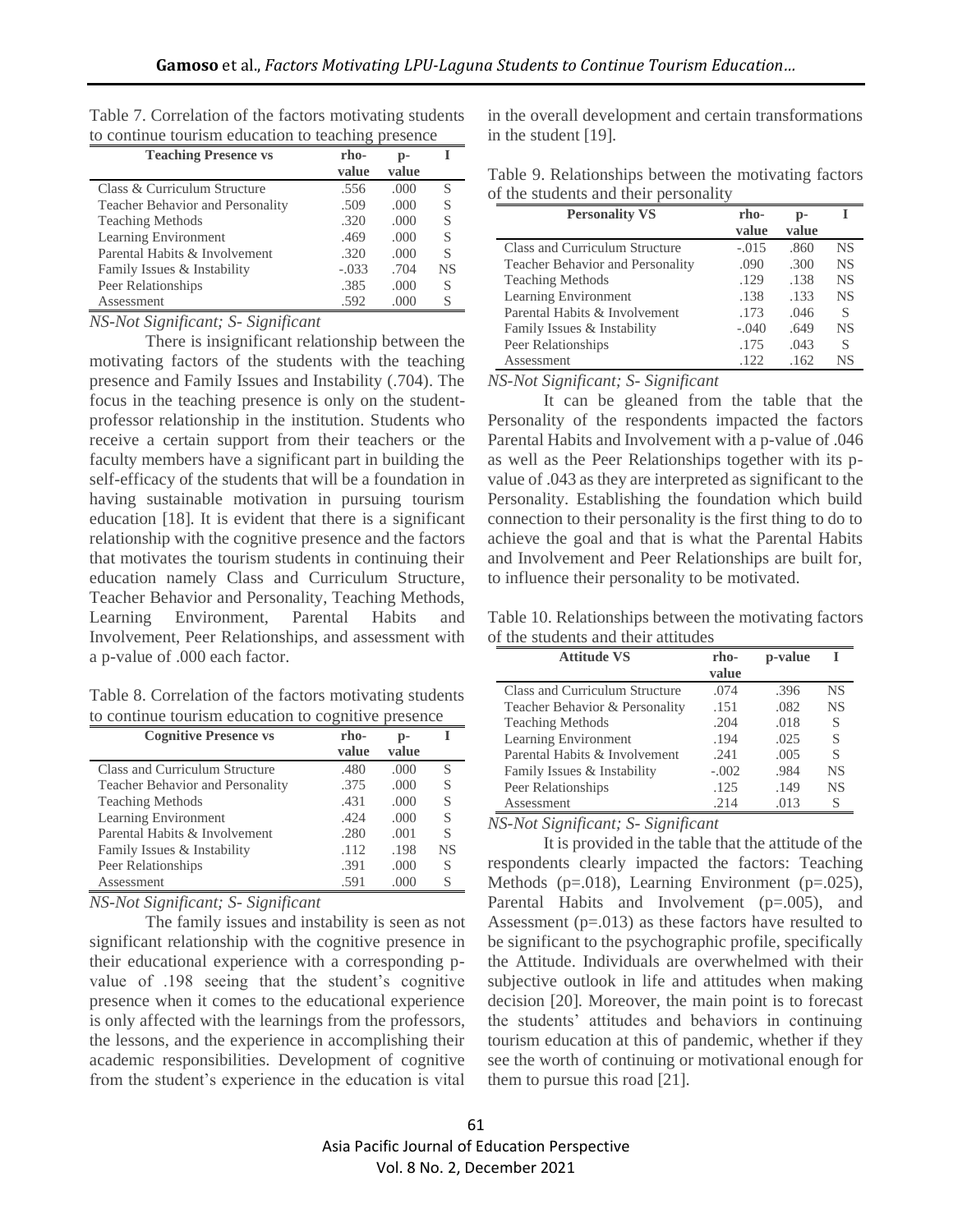Table 7. Correlation of the factors motivating students to continue tourism education to teaching presence

| Teaching Presence vs | rho-value | p-value | I |
|---|---|---|---|
| Class & Curriculum Structure | .556 | .000 | S |
| Teacher Behavior and Personality | .509 | .000 | S |
| Teaching Methods | .320 | .000 | S |
| Learning Environment | .469 | .000 | S |
| Parental Habits & Involvement | .320 | .000 | S |
| Family Issues & Instability | -.033 | .704 | NS |
| Peer Relationships | .385 | .000 | S |
| Assessment | .592 | .000 | S |

*NS-Not Significant; S- Significant*

There is insignificant relationship between the motivating factors of the students with the teaching presence and Family Issues and Instability (.704). The focus in the teaching presence is only on the student-professor relationship in the institution. Students who receive a certain support from their teachers or the faculty members have a significant part in building the self-efficacy of the students that will be a foundation in having sustainable motivation in pursuing tourism education [18]. It is evident that there is a significant relationship with the cognitive presence and the factors that motivates the tourism students in continuing their education namely Class and Curriculum Structure, Teacher Behavior and Personality, Teaching Methods, Learning Environment, Parental Habits and Involvement, Peer Relationships, and assessment with a p-value of .000 each factor.

Table 8. Correlation of the factors motivating students to continue tourism education to cognitive presence

| Cognitive Presence vs | rho-value | p-value | I |
|---|---|---|---|
| Class and Curriculum Structure | .480 | .000 | S |
| Teacher Behavior and Personality | .375 | .000 | S |
| Teaching Methods | .431 | .000 | S |
| Learning Environment | .424 | .000 | S |
| Parental Habits & Involvement | .280 | .001 | S |
| Family Issues & Instability | .112 | .198 | NS |
| Peer Relationships | .391 | .000 | S |
| Assessment | .591 | .000 | S |

*NS-Not Significant; S- Significant*

The family issues and instability is seen as not significant relationship with the cognitive presence in their educational experience with a corresponding p-value of .198 seeing that the student's cognitive presence when it comes to the educational experience is only affected with the learnings from the professors, the lessons, and the experience in accomplishing their academic responsibilities. Development of cognitive from the student's experience in the education is vital in the overall development and certain transformations in the student [19].

Table 9. Relationships between the motivating factors of the students and their personality

| Personality VS | rho-value | p-value | I |
|---|---|---|---|
| Class and Curriculum Structure | -.015 | .860 | NS |
| Teacher Behavior and Personality | .090 | .300 | NS |
| Teaching Methods | .129 | .138 | NS |
| Learning Environment | .138 | .133 | NS |
| Parental Habits & Involvement | .173 | .046 | S |
| Family Issues & Instability | -.040 | .649 | NS |
| Peer Relationships | .175 | .043 | S |
| Assessment | .122 | .162 | NS |

*NS-Not Significant; S- Significant*

It can be gleaned from the table that the Personality of the respondents impacted the factors Parental Habits and Involvement with a p-value of .046 as well as the Peer Relationships together with its p-value of .043 as they are interpreted as significant to the Personality. Establishing the foundation which build connection to their personality is the first thing to do to achieve the goal and that is what the Parental Habits and Involvement and Peer Relationships are built for, to influence their personality to be motivated.

Table 10. Relationships between the motivating factors of the students and their attitudes

| Attitude VS | rho-value | p-value | I |
|---|---|---|---|
| Class and Curriculum Structure | .074 | .396 | NS |
| Teacher Behavior & Personality | .151 | .082 | NS |
| Teaching Methods | .204 | .018 | S |
| Learning Environment | .194 | .025 | S |
| Parental Habits & Involvement | .241 | .005 | S |
| Family Issues & Instability | -.002 | .984 | NS |
| Peer Relationships | .125 | .149 | NS |
| Assessment | .214 | .013 | S |

*NS-Not Significant; S- Significant*

It is provided in the table that the attitude of the respondents clearly impacted the factors: Teaching Methods (p=.018), Learning Environment (p=.025), Parental Habits and Involvement (p=.005), and Assessment (p=.013) as these factors have resulted to be significant to the psychographic profile, specifically the Attitude. Individuals are overwhelmed with their subjective outlook in life and attitudes when making decision [20]. Moreover, the main point is to forecast the students' attitudes and behaviors in continuing tourism education at this of pandemic, whether if they see the worth of continuing or motivational enough for them to pursue this road [21].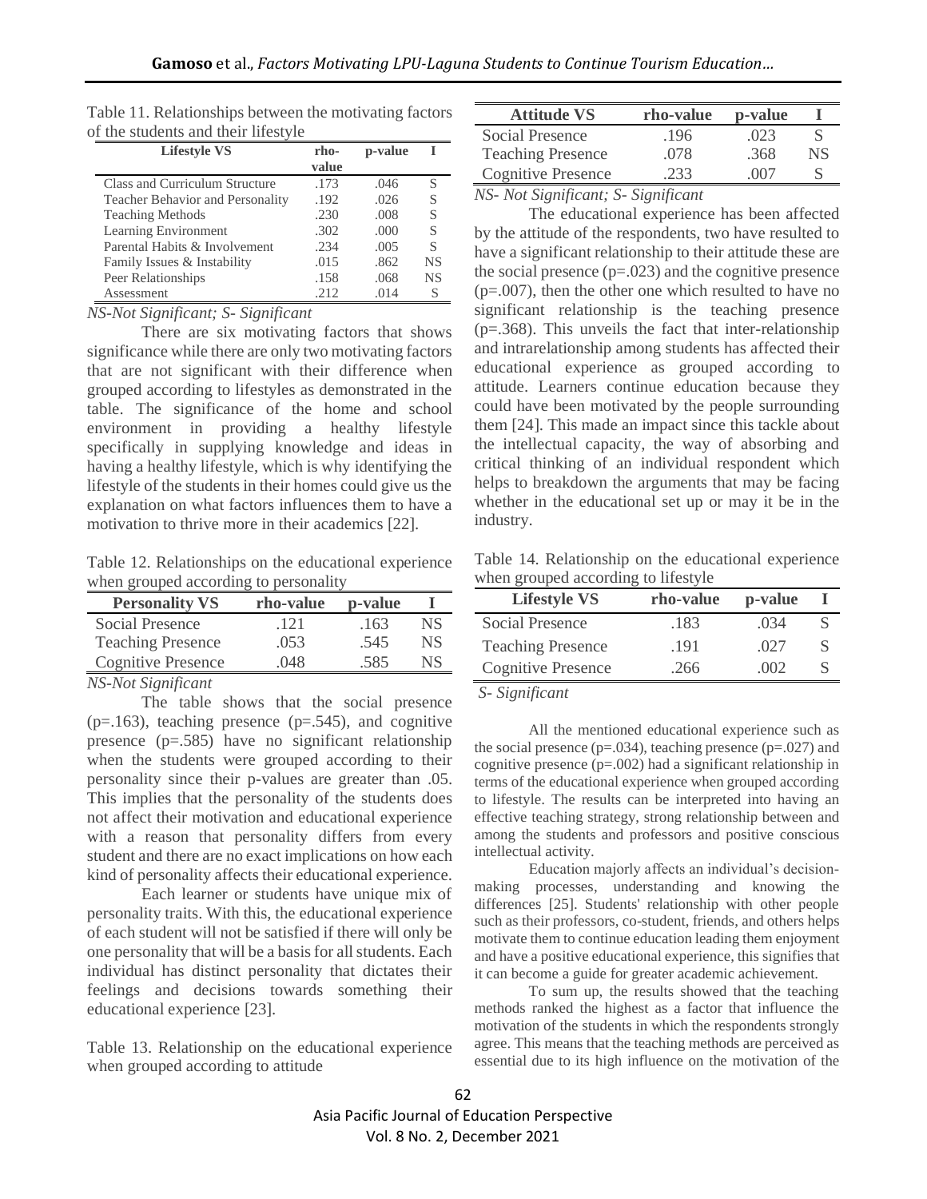Table 11. Relationships between the motivating factors of the students and their lifestyle

| Lifestyle VS | rho-value | p-value | I |
|---|---|---|---|
| Class and Curriculum Structure | .173 | .046 | S |
| Teacher Behavior and Personality | .192 | .026 | S |
| Teaching Methods | .230 | .008 | S |
| Learning Environment | .302 | .000 | S |
| Parental Habits & Involvement | .234 | .005 | S |
| Family Issues & Instability | .015 | .862 | NS |
| Peer Relationships | .158 | .068 | NS |
| Assessment | .212 | .014 | S |

*NS-Not Significant; S- Significant*

There are six motivating factors that shows significance while there are only two motivating factors that are not significant with their difference when grouped according to lifestyles as demonstrated in the table. The significance of the home and school environment in providing a healthy lifestyle specifically in supplying knowledge and ideas in having a healthy lifestyle, which is why identifying the lifestyle of the students in their homes could give us the explanation on what factors influences them to have a motivation to thrive more in their academics [22].

Table 12. Relationships on the educational experience when grouped according to personality

| Personality VS | rho-value | p-value | I |
|---|---|---|---|
| Social Presence | .121 | .163 | NS |
| Teaching Presence | .053 | .545 | NS |
| Cognitive Presence | .048 | .585 | NS |

*NS-Not Significant*

The table shows that the social presence (p=.163), teaching presence (p=.545), and cognitive presence (p=.585) have no significant relationship when the students were grouped according to their personality since their p-values are greater than .05. This implies that the personality of the students does not affect their motivation and educational experience with a reason that personality differs from every student and there are no exact implications on how each kind of personality affects their educational experience.

Each learner or students have unique mix of personality traits. With this, the educational experience of each student will not be satisfied if there will only be one personality that will be a basis for all students. Each individual has distinct personality that dictates their feelings and decisions towards something their educational experience [23].

Table 13. Relationship on the educational experience when grouped according to attitude

| Attitude VS | rho-value | p-value | I |
|---|---|---|---|
| Social Presence | .196 | .023 | S |
| Teaching Presence | .078 | .368 | NS |
| Cognitive Presence | .233 | .007 | S |

*NS- Not Significant; S- Significant*

The educational experience has been affected by the attitude of the respondents, two have resulted to have a significant relationship to their attitude these are the social presence (p=.023) and the cognitive presence (p=.007), then the other one which resulted to have no significant relationship is the teaching presence (p=.368). This unveils the fact that inter-relationship and intrarelationship among students has affected their educational experience as grouped according to attitude. Learners continue education because they could have been motivated by the people surrounding them [24]. This made an impact since this tackle about the intellectual capacity, the way of absorbing and critical thinking of an individual respondent which helps to breakdown the arguments that may be facing whether in the educational set up or may it be in the industry.

Table 14. Relationship on the educational experience when grouped according to lifestyle

| Lifestyle VS | rho-value | p-value | I |
|---|---|---|---|
| Social Presence | .183 | .034 | S |
| Teaching Presence | .191 | .027 | S |
| Cognitive Presence | .266 | .002 | S |

*S- Significant*

All the mentioned educational experience such as the social presence (p=.034), teaching presence (p=.027) and cognitive presence (p=.002) had a significant relationship in terms of the educational experience when grouped according to lifestyle. The results can be interpreted into having an effective teaching strategy, strong relationship between and among the students and professors and positive conscious intellectual activity.

Education majorly affects an individual's decision-making processes, understanding and knowing the differences [25]. Students' relationship with other people such as their professors, co-student, friends, and others helps motivate them to continue education leading them enjoyment and have a positive educational experience, this signifies that it can become a guide for greater academic achievement.

To sum up, the results showed that the teaching methods ranked the highest as a factor that influence the motivation of the students in which the respondents strongly agree. This means that the teaching methods are perceived as essential due to its high influence on the motivation of the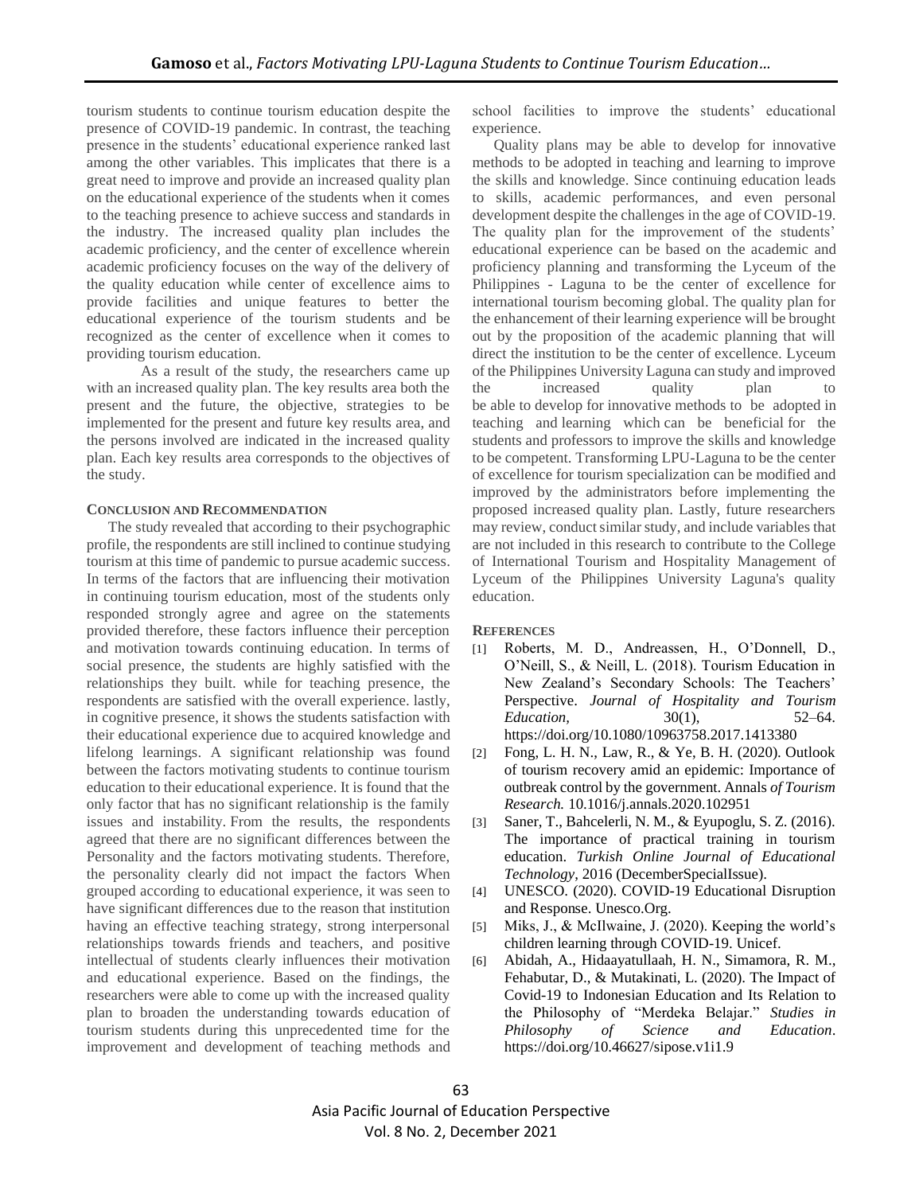tourism students to continue tourism education despite the presence of COVID-19 pandemic. In contrast, the teaching presence in the students' educational experience ranked last among the other variables. This implicates that there is a great need to improve and provide an increased quality plan on the educational experience of the students when it comes to the teaching presence to achieve success and standards in the industry. The increased quality plan includes the academic proficiency, and the center of excellence wherein academic proficiency focuses on the way of the delivery of the quality education while center of excellence aims to provide facilities and unique features to better the educational experience of the tourism students and be recognized as the center of excellence when it comes to providing tourism education.

As a result of the study, the researchers came up with an increased quality plan. The key results area both the present and the future, the objective, strategies to be implemented for the present and future key results area, and the persons involved are indicated in the increased quality plan. Each key results area corresponds to the objectives of the study.

## CONCLUSION AND RECOMMENDATION

The study revealed that according to their psychographic profile, the respondents are still inclined to continue studying tourism at this time of pandemic to pursue academic success. In terms of the factors that are influencing their motivation in continuing tourism education, most of the students only responded strongly agree and agree on the statements provided therefore, these factors influence their perception and motivation towards continuing education. In terms of social presence, the students are highly satisfied with the relationships they built. while for teaching presence, the respondents are satisfied with the overall experience. lastly, in cognitive presence, it shows the students satisfaction with their educational experience due to acquired knowledge and lifelong learnings. A significant relationship was found between the factors motivating students to continue tourism education to their educational experience. It is found that the only factor that has no significant relationship is the family issues and instability. From the results, the respondents agreed that there are no significant differences between the Personality and the factors motivating students. Therefore, the personality clearly did not impact the factors When grouped according to educational experience, it was seen to have significant differences due to the reason that institution having an effective teaching strategy, strong interpersonal relationships towards friends and teachers, and positive intellectual of students clearly influences their motivation and educational experience. Based on the findings, the researchers were able to come up with the increased quality plan to broaden the understanding towards education of tourism students during this unprecedented time for the improvement and development of teaching methods and school facilities to improve the students' educational experience.

Quality plans may be able to develop for innovative methods to be adopted in teaching and learning to improve the skills and knowledge. Since continuing education leads to skills, academic performances, and even personal development despite the challenges in the age of COVID-19. The quality plan for the improvement of the students' educational experience can be based on the academic and proficiency planning and transforming the Lyceum of the Philippines - Laguna to be the center of excellence for international tourism becoming global. The quality plan for the enhancement of their learning experience will be brought out by the proposition of the academic planning that will direct the institution to be the center of excellence. Lyceum of the Philippines University Laguna can study and improved the increased quality plan to be able to develop for innovative methods to be adopted in teaching and learning which can be beneficial for the students and professors to improve the skills and knowledge to be competent. Transforming LPU-Laguna to be the center of excellence for tourism specialization can be modified and improved by the administrators before implementing the proposed increased quality plan. Lastly, future researchers may review, conduct similar study, and include variables that are not included in this research to contribute to the College of International Tourism and Hospitality Management of Lyceum of the Philippines University Laguna's quality education.

## REFERENCES

[1] Roberts, M. D., Andreassen, H., O'Donnell, D., O'Neill, S., & Neill, L. (2018). Tourism Education in New Zealand's Secondary Schools: The Teachers' Perspective. *Journal of Hospitality and Tourism Education*, 30(1), 52–64. https://doi.org/10.1080/10963758.2017.1413380

[2] Fong, L. H. N., Law, R., & Ye, B. H. (2020). Outlook of tourism recovery amid an epidemic: Importance of outbreak control by the government. Annals *of Tourism Research.* 10.1016/j.annals.2020.102951

[3] Saner, T., Bahcelerli, N. M., & Eyupoglu, S. Z. (2016). The importance of practical training in tourism education. *Turkish Online Journal of Educational Technology*, 2016 (DecemberSpecialIssue).

[4] UNESCO. (2020). COVID-19 Educational Disruption and Response. Unesco.Org.

[5] Miks, J., & McIlwaine, J. (2020). Keeping the world's children learning through COVID-19. Unicef.

[6] Abidah, A., Hidaayatullaah, H. N., Simamora, R. M., Fehabutar, D., & Mutakinati, L. (2020). The Impact of Covid-19 to Indonesian Education and Its Relation to the Philosophy of "Merdeka Belajar." *Studies in Philosophy of Science and Education*. https://doi.org/10.46627/sipose.v1i1.9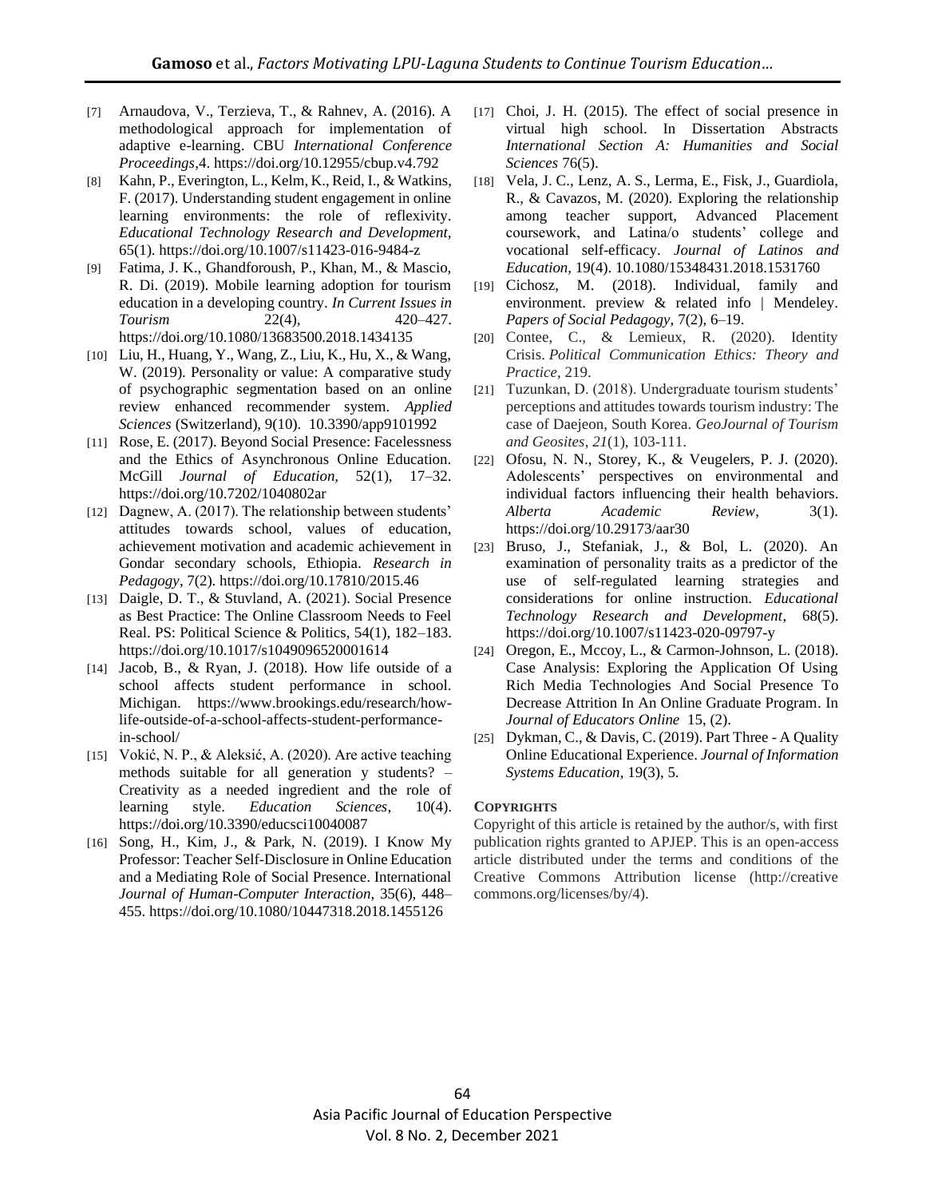[7] Arnaudova, V., Terzieva, T., & Rahnev, A. (2016). A methodological approach for implementation of adaptive e-learning. CBU *International Conference Proceedings*,4. https://doi.org/10.12955/cbup.v4.792

[8] Kahn, P., Everington, L., Kelm, K., Reid, I., & Watkins, F. (2017). Understanding student engagement in online learning environments: the role of reflexivity. *Educational Technology Research and Development*, 65(1). https://doi.org/10.1007/s11423-016-9484-z

[9] Fatima, J. K., Ghandforoush, P., Khan, M., & Mascio, R. Di. (2019). Mobile learning adoption for tourism education in a developing country. *In Current Issues in Tourism* 22(4), 420–427. https://doi.org/10.1080/13683500.2018.1434135

[10] Liu, H., Huang, Y., Wang, Z., Liu, K., Hu, X., & Wang, W. (2019). Personality or value: A comparative study of psychographic segmentation based on an online review enhanced recommender system. *Applied Sciences* (Switzerland), 9(10). 10.3390/app9101992

[11] Rose, E. (2017). Beyond Social Presence: Facelessness and the Ethics of Asynchronous Online Education. McGill *Journal of Education*, 52(1), 17–32. https://doi.org/10.7202/1040802ar

[12] Dagnew, A. (2017). The relationship between students' attitudes towards school, values of education, achievement motivation and academic achievement in Gondar secondary schools, Ethiopia. *Research in Pedagogy*, 7(2). https://doi.org/10.17810/2015.46

[13] Daigle, D. T., & Stuvland, A. (2021). Social Presence as Best Practice: The Online Classroom Needs to Feel Real. PS: Political Science & Politics, 54(1), 182–183. https://doi.org/10.1017/s1049096520001614

[14] Jacob, B., & Ryan, J. (2018). How life outside of a school affects student performance in school. Michigan. https://www.brookings.edu/research/how-life-outside-of-a-school-affects-student-performance-in-school/

[15] Vokić, N. P., & Aleksić, A. (2020). Are active teaching methods suitable for all generation y students? – Creativity as a needed ingredient and the role of learning style. *Education Sciences*, 10(4). https://doi.org/10.3390/educsci10040087

[16] Song, H., Kim, J., & Park, N. (2019). I Know My Professor: Teacher Self-Disclosure in Online Education and a Mediating Role of Social Presence. International *Journal of Human-Computer Interaction*, 35(6), 448–455. https://doi.org/10.1080/10447318.2018.1455126

[17] Choi, J. H. (2015). The effect of social presence in virtual high school. In Dissertation Abstracts *International Section A: Humanities and Social Sciences* 76(5).

[18] Vela, J. C., Lenz, A. S., Lerma, E., Fisk, J., Guardiola, R., & Cavazos, M. (2020). Exploring the relationship among teacher support, Advanced Placement coursework, and Latina/o students' college and vocational self-efficacy. *Journal of Latinos and Education*, 19(4). 10.1080/15348431.2018.1531760

[19] Cichosz, M. (2018). Individual, family and environment. preview & related info | Mendeley. *Papers of Social Pedagogy*, 7(2), 6–19.

[20] Contee, C., & Lemieux, R. (2020). Identity Crisis. *Political Communication Ethics: Theory and Practice*, 219.

[21] Tuzunkan, D. (2018). Undergraduate tourism students' perceptions and attitudes towards tourism industry: The case of Daejeon, South Korea. *GeoJournal of Tourism and Geosites*, *21*(1), 103-111.

[22] Ofosu, N. N., Storey, K., & Veugelers, P. J. (2020). Adolescents' perspectives on environmental and individual factors influencing their health behaviors. *Alberta Academic Review*, 3(1). https://doi.org/10.29173/aar30

[23] Bruso, J., Stefaniak, J., & Bol, L. (2020). An examination of personality traits as a predictor of the use of self-regulated learning strategies and considerations for online instruction. *Educational Technology Research and Development*, 68(5). https://doi.org/10.1007/s11423-020-09797-y

[24] Oregon, E., Mccoy, L., & Carmon-Johnson, L. (2018). Case Analysis: Exploring the Application Of Using Rich Media Technologies And Social Presence To Decrease Attrition In An Online Graduate Program. In *Journal of Educators Online* 15, (2).

[25] Dykman, C., & Davis, C. (2019). Part Three - A Quality Online Educational Experience. *Journal of Information Systems Education*, 19(3), 5.

**COPYRIGHTS**

Copyright of this article is retained by the author/s, with first publication rights granted to APJEP. This is an open-access article distributed under the terms and conditions of the Creative Commons Attribution license (http://creative commons.org/licenses/by/4).